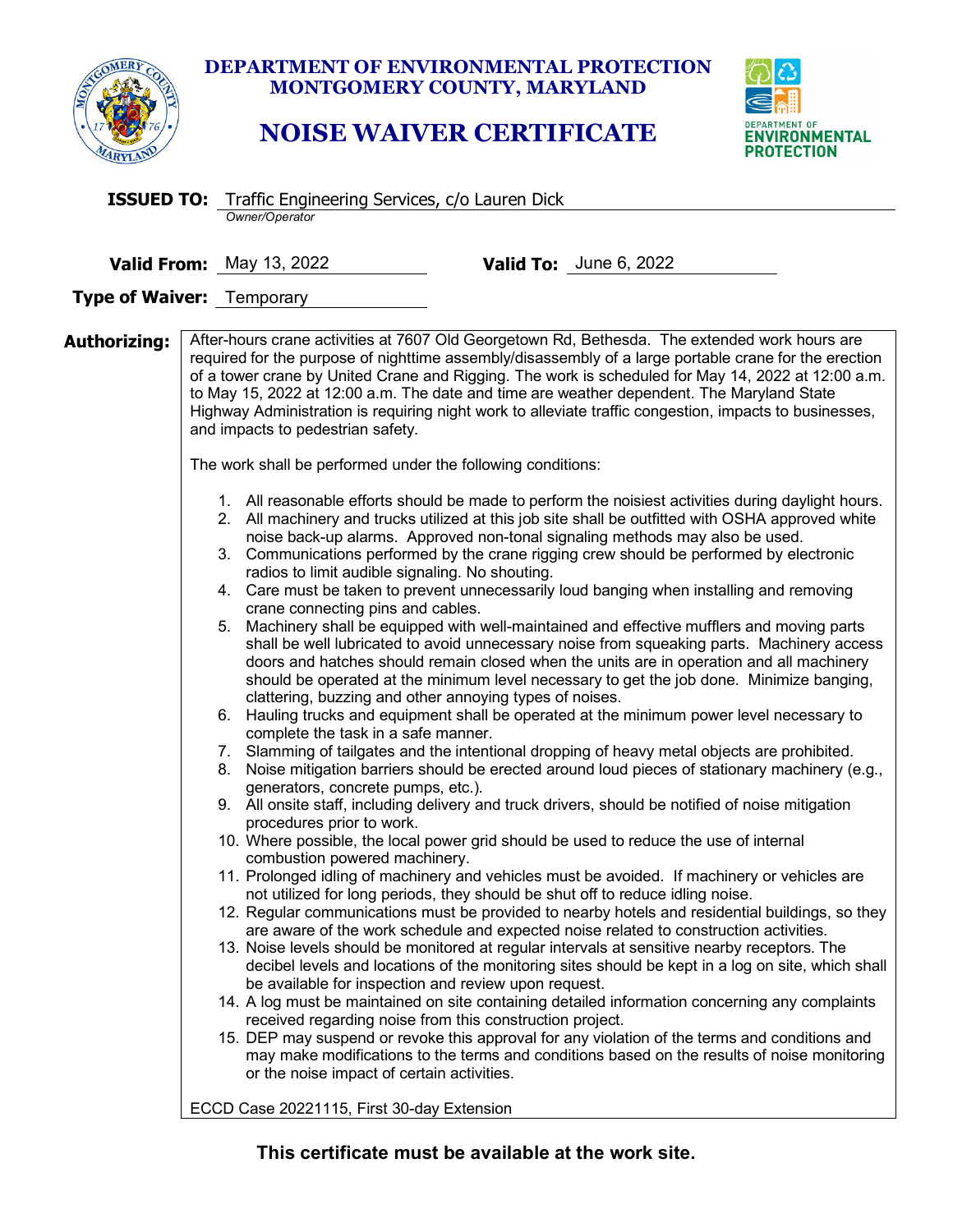**DEPARTMENT OF ENVIRONMENTAL PROTECTION**
**MONTGOMERY COUNTY, MARYLAND**

# NOISE WAIVER CERTIFICATE

DEPARTMENT OF ENVIRONMENTAL PROTECTION

**ISSUED TO:** Traffic Engineering Services, c/o Lauren Dick
*Owner/Operator*

**Valid From:** May 13, 2022 **Valid To:** June 6, 2022

**Type of Waiver:** Temporary

**Authorizing:** After-hours crane activities at 7607 Old Georgetown Rd, Bethesda. The extended work hours are required for the purpose of nighttime assembly/disassembly of a large portable crane for the erection of a tower crane by United Crane and Rigging. The work is scheduled for May 14, 2022 at 12:00 a.m. to May 15, 2022 at 12:00 a.m. The date and time are weather dependent. The Maryland State Highway Administration is requiring night work to alleviate traffic congestion, impacts to businesses, and impacts to pedestrian safety.

The work shall be performed under the following conditions:

1. All reasonable efforts should be made to perform the noisiest activities during daylight hours.
2. All machinery and trucks utilized at this job site shall be outfitted with OSHA approved white noise back-up alarms. Approved non-tonal signaling methods may also be used.
3. Communications performed by the crane rigging crew should be performed by electronic radios to limit audible signaling. No shouting.
4. Care must be taken to prevent unnecessarily loud banging when installing and removing crane connecting pins and cables.
5. Machinery shall be equipped with well-maintained and effective mufflers and moving parts shall be well lubricated to avoid unnecessary noise from squeaking parts. Machinery access doors and hatches should remain closed when the units are in operation and all machinery should be operated at the minimum level necessary to get the job done. Minimize banging, clattering, buzzing and other annoying types of noises.
6. Hauling trucks and equipment shall be operated at the minimum power level necessary to complete the task in a safe manner.
7. Slamming of tailgates and the intentional dropping of heavy metal objects are prohibited.
8. Noise mitigation barriers should be erected around loud pieces of stationary machinery (e.g., generators, concrete pumps, etc.).
9. All onsite staff, including delivery and truck drivers, should be notified of noise mitigation procedures prior to work.
10. Where possible, the local power grid should be used to reduce the use of internal combustion powered machinery.
11. Prolonged idling of machinery and vehicles must be avoided. If machinery or vehicles are not utilized for long periods, they should be shut off to reduce idling noise.
12. Regular communications must be provided to nearby hotels and residential buildings, so they are aware of the work schedule and expected noise related to construction activities.
13. Noise levels should be monitored at regular intervals at sensitive nearby receptors. The decibel levels and locations of the monitoring sites should be kept in a log on site, which shall be available for inspection and review upon request.
14. A log must be maintained on site containing detailed information concerning any complaints received regarding noise from this construction project.
15. DEP may suspend or revoke this approval for any violation of the terms and conditions and may make modifications to the terms and conditions based on the results of noise monitoring or the noise impact of certain activities.

ECCD Case 20221115, First 30-day Extension

**This certificate must be available at the work site.**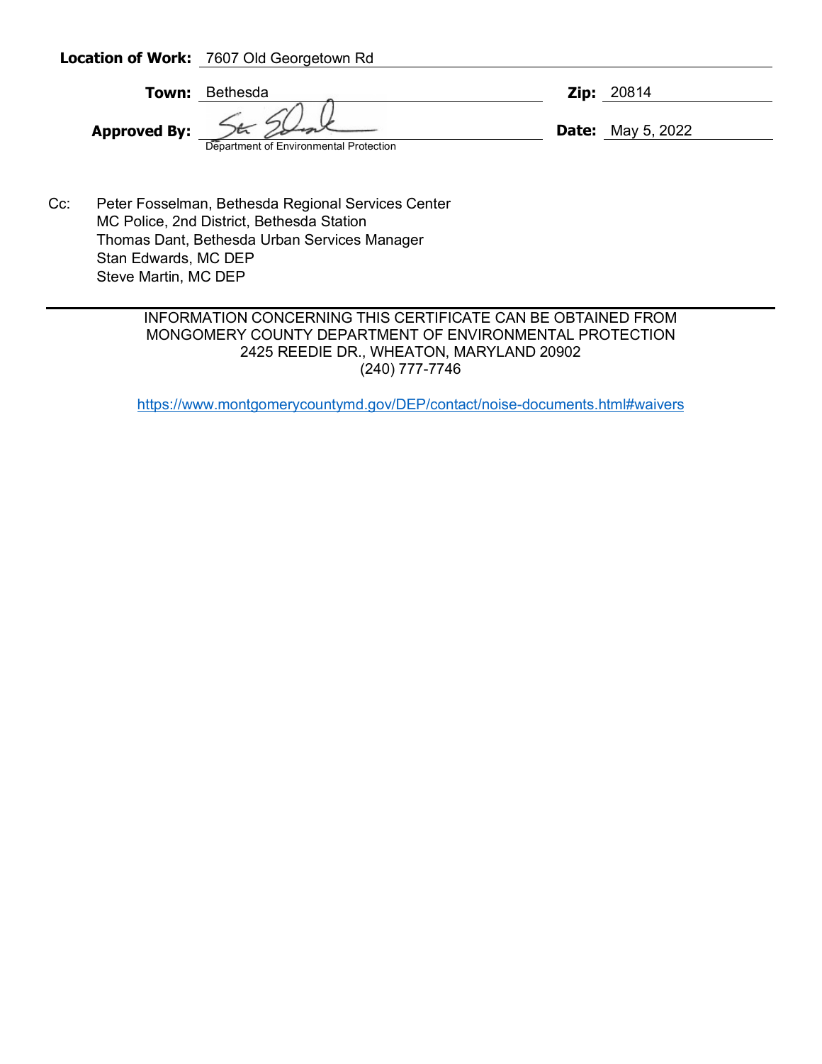**Location of Work:** 7607 Old Georgetown Rd

**Town:** Bethesda **Zip:** 20814

**Approved By:** Department of Environmental Protection **Date:** May 5, 2022

Cc: Peter Fosselman, Bethesda Regional Services Center
MC Police, 2nd District, Bethesda Station
Thomas Dant, Bethesda Urban Services Manager
Stan Edwards, MC DEP
Steve Martin, MC DEP

---

INFORMATION CONCERNING THIS CERTIFICATE CAN BE OBTAINED FROM
MONGOMERY COUNTY DEPARTMENT OF ENVIRONMENTAL PROTECTION
2425 REEDIE DR., WHEATON, MARYLAND 20902
(240) 777-7746

https://www.montgomerycountymd.gov/DEP/contact/noise-documents.html#waivers